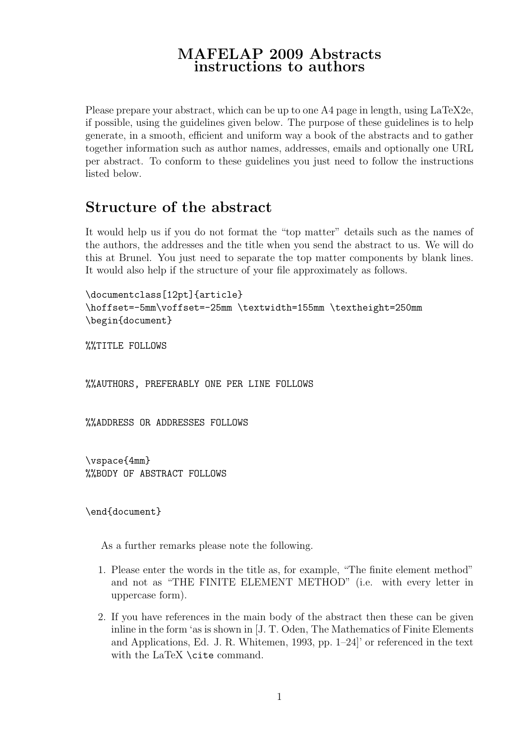# MAFELAP 2009 Abstracts
# instructions to authors

Please prepare your abstract, which can be up to one A4 page in length, using LaTeX2e, if possible, using the guidelines given below. The purpose of these guidelines is to help generate, in a smooth, efficient and uniform way a book of the abstracts and to gather together information such as author names, addresses, emails and optionally one URL per abstract. To conform to these guidelines you just need to follow the instructions listed below.

## Structure of the abstract

It would help us if you do not format the "top matter" details such as the names of the authors, the addresses and the title when you send the abstract to us. We will do this at Brunel. You just need to separate the top matter components by blank lines. It would also help if the structure of your file approximately as follows.

```
\documentclass[12pt]{article}
\hoffset=-5mm\voffset=-25mm \textwidth=155mm \textheight=250mm
\begin{document}

%%TITLE FOLLOWS


%%AUTHORS, PREFERABLY ONE PER LINE FOLLOWS


%%ADDRESS OR ADDRESSES FOLLOWS


\vspace{4mm}
%%BODY OF ABSTRACT FOLLOWS


\end{document}
```

As a further remarks please note the following.

1. Please enter the words in the title as, for example, "The finite element method" and not as "THE FINITE ELEMENT METHOD" (i.e. with every letter in uppercase form).
2. If you have references in the main body of the abstract then these can be given inline in the form 'as is shown in [J. T. Oden, The Mathematics of Finite Elements and Applications, Ed. J. R. Whitemen, 1993, pp. 1–24]' or referenced in the text with the LaTeX `\cite` command.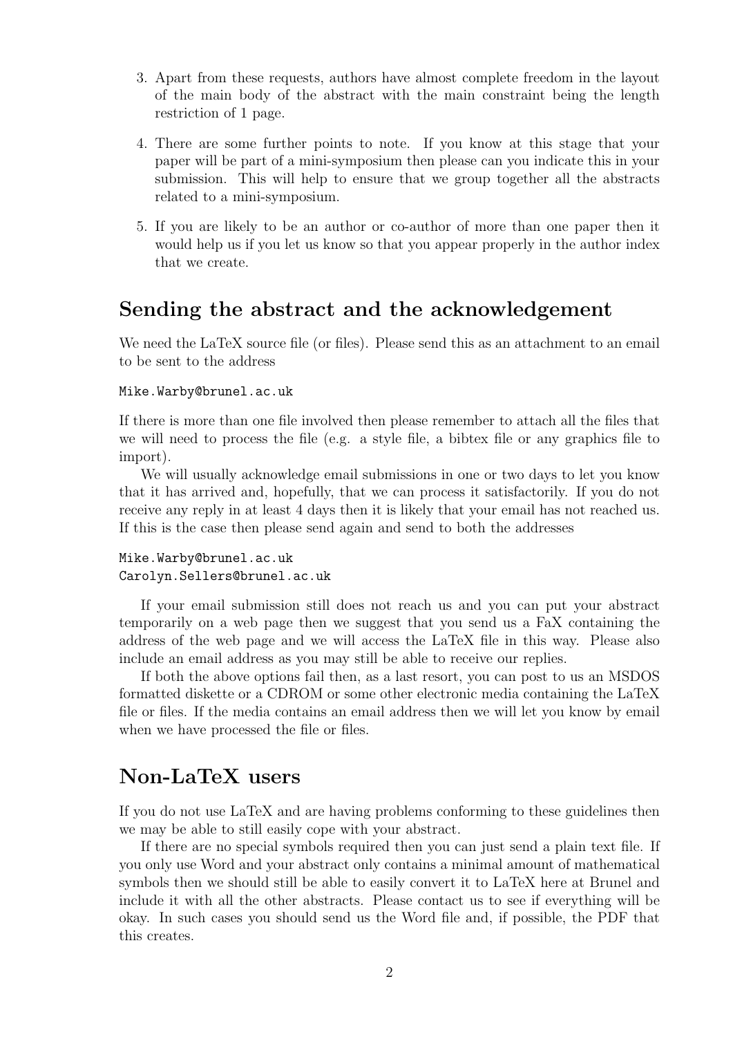3. Apart from these requests, authors have almost complete freedom in the layout of the main body of the abstract with the main constraint being the length restriction of 1 page.

4. There are some further points to note. If you know at this stage that your paper will be part of a mini-symposium then please can you indicate this in your submission. This will help to ensure that we group together all the abstracts related to a mini-symposium.

5. If you are likely to be an author or co-author of more than one paper then it would help us if you let us know so that you appear properly in the author index that we create.

## Sending the abstract and the acknowledgement

We need the LaTeX source file (or files). Please send this as an attachment to an email to be sent to the address

`Mike.Warby@brunel.ac.uk`

If there is more than one file involved then please remember to attach all the files that we will need to process the file (e.g. a style file, a bibtex file or any graphics file to import).

We will usually acknowledge email submissions in one or two days to let you know that it has arrived and, hopefully, that we can process it satisfactorily. If you do not receive any reply in at least 4 days then it is likely that your email has not reached us. If this is the case then please send again and send to both the addresses

```
Mike.Warby@brunel.ac.uk
Carolyn.Sellers@brunel.ac.uk
```

If your email submission still does not reach us and you can put your abstract temporarily on a web page then we suggest that you send us a FaX containing the address of the web page and we will access the LaTeX file in this way. Please also include an email address as you may still be able to receive our replies.

If both the above options fail then, as a last resort, you can post to us an MSDOS formatted diskette or a CDROM or some other electronic media containing the LaTeX file or files. If the media contains an email address then we will let you know by email when we have processed the file or files.

## Non-LaTeX users

If you do not use LaTeX and are having problems conforming to these guidelines then we may be able to still easily cope with your abstract.

If there are no special symbols required then you can just send a plain text file. If you only use Word and your abstract only contains a minimal amount of mathematical symbols then we should still be able to easily convert it to LaTeX here at Brunel and include it with all the other abstracts. Please contact us to see if everything will be okay. In such cases you should send us the Word file and, if possible, the PDF that this creates.